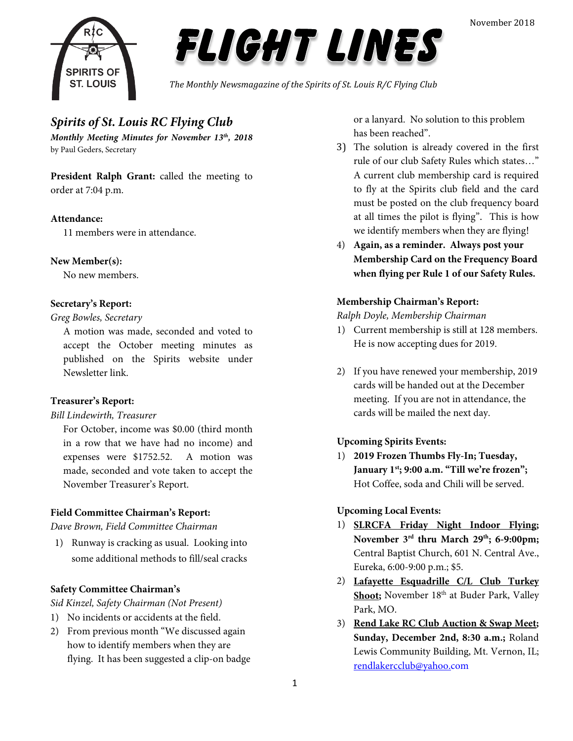# FLIGHT LINES

November 2018

*The Monthly Newsmagazine of the Spirits of St. Louis R/C Flying Club*

## *Spirits of St. Louis RC Flying Club*

***Monthly Meeting Minutes for November 13th, 2018***
by Paul Geders, Secretary

**President Ralph Grant:** called the meeting to order at 7:04 p.m.

**Attendance:**

11 members were in attendance.

**New Member(s):**

No new members.

**Secretary's Report:**

*Greg Bowles, Secretary*

A motion was made, seconded and voted to accept the October meeting minutes as published on the Spirits website under Newsletter link.

**Treasurer's Report:**

*Bill Lindewirth, Treasurer*

For October, income was $0.00 (third month in a row that we have had no income) and expenses were $1752.52. A motion was made, seconded and vote taken to accept the November Treasurer's Report.

**Field Committee Chairman's Report:**

*Dave Brown, Field Committee Chairman*

1) Runway is cracking as usual. Looking into some additional methods to fill/seal cracks

**Safety Committee Chairman's**

*Sid Kinzel, Safety Chairman (Not Present)*

1) No incidents or accidents at the field.
2) From previous month "We discussed again how to identify members when they are flying. It has been suggested a clip-on badge or a lanyard. No solution to this problem has been reached".
3) The solution is already covered in the first rule of our club Safety Rules which states…" A current club membership card is required to fly at the Spirits club field and the card must be posted on the club frequency board at all times the pilot is flying". This is how we identify members when they are flying!
4) **Again, as a reminder. Always post your Membership Card on the Frequency Board when flying per Rule 1 of our Safety Rules.**

**Membership Chairman's Report:**

*Ralph Doyle, Membership Chairman*

1) Current membership is still at 128 members. He is now accepting dues for 2019.
2) If you have renewed your membership, 2019 cards will be handed out at the December meeting. If you are not in attendance, the cards will be mailed the next day.

**Upcoming Spirits Events:**

1) **2019 Frozen Thumbs Fly-In; Tuesday, January 1st; 9:00 a.m. "Till we're frozen";** Hot Coffee, soda and Chili will be served.

**Upcoming Local Events:**

1) **SLRCFA Friday Night Indoor Flying; November 3rd thru March 29th; 6-9:00pm;** Central Baptist Church, 601 N. Central Ave., Eureka, 6:00-9:00 p.m.; $5.
2) **Lafayette Esquadrille C/L Club Turkey Shoot;** November 18th at Buder Park, Valley Park, MO.
3) **Rend Lake RC Club Auction & Swap Meet; Sunday, December 2nd, 8:30 a.m.;** Roland Lewis Community Building, Mt. Vernon, IL; rendlakercclub@yahoo.com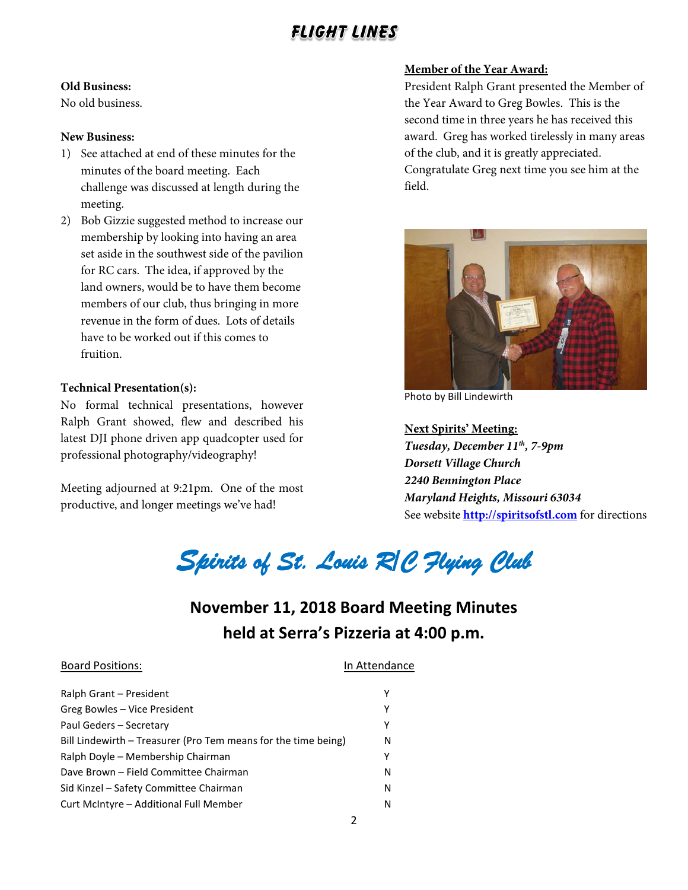**Old Business:**
No old business.

**New Business:**

1) See attached at end of these minutes for the minutes of the board meeting. Each challenge was discussed at length during the meeting.
2) Bob Gizzie suggested method to increase our membership by looking into having an area set aside in the southwest side of the pavilion for RC cars. The idea, if approved by the land owners, would be to have them become members of our club, thus bringing in more revenue in the form of dues. Lots of details have to be worked out if this comes to fruition.

**Technical Presentation(s):**
No formal technical presentations, however Ralph Grant showed, flew and described his latest DJI phone driven app quadcopter used for professional photography/videography!

Meeting adjourned at 9:21pm. One of the most productive, and longer meetings we've had!

**Member of the Year Award:**
President Ralph Grant presented the Member of the Year Award to Greg Bowles. This is the second time in three years he has received this award. Greg has worked tirelessly in many areas of the club, and it is greatly appreciated. Congratulate Greg next time you see him at the field.

Photo by Bill Lindewirth

**Next Spirits' Meeting:**
***Tuesday, December 11th, 7-9pm***
***Dorsett Village Church***
***2240 Bennington Place***
***Maryland Heights, Missouri 63034***
See website **http://spiritsofstl.com** for directions

# *Spirits of St. Louis R/C Flying Club*

## November 11, 2018 Board Meeting Minutes held at Serra's Pizzeria at 4:00 p.m.

| Board Positions: | In Attendance |
|---|---|
| Ralph Grant – President | Y |
| Greg Bowles – Vice President | Y |
| Paul Geders – Secretary | Y |
| Bill Lindewirth – Treasurer (Pro Tem means for the time being) | N |
| Ralph Doyle – Membership Chairman | Y |
| Dave Brown – Field Committee Chairman | N |
| Sid Kinzel – Safety Committee Chairman | N |
| Curt McIntyre – Additional Full Member | N |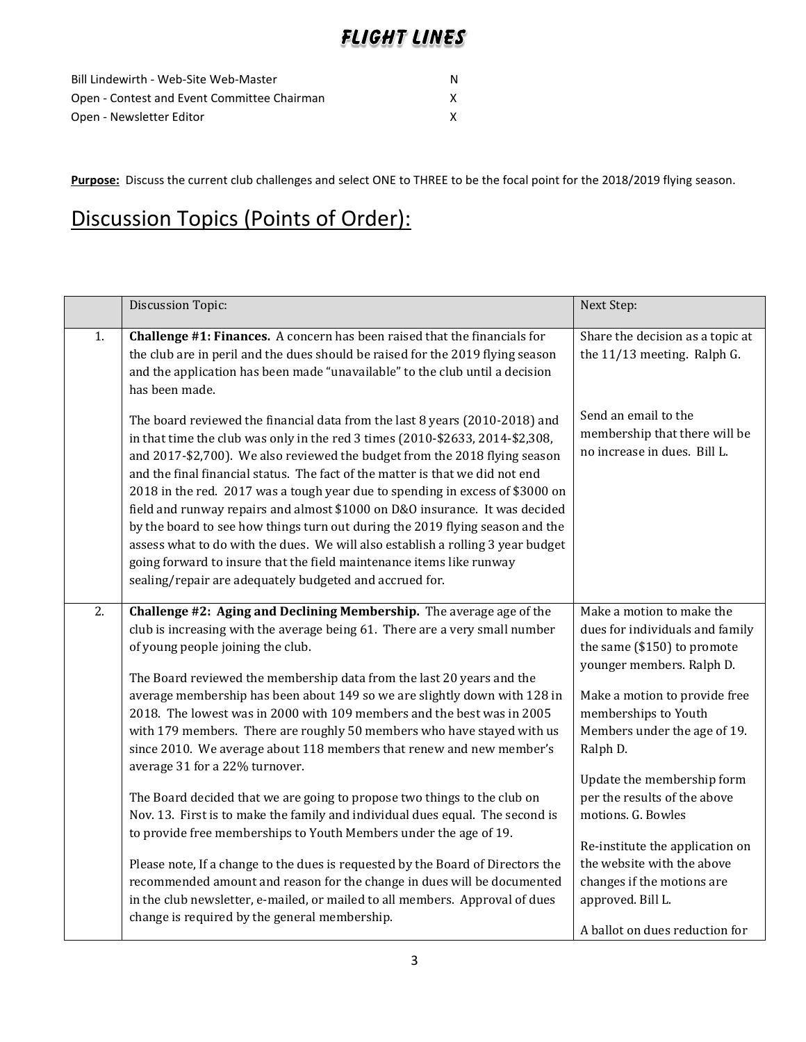| | |
|---|---|
| Bill Lindewirth - Web-Site Web-Master | N |
| Open - Contest and Event Committee Chairman | X |
| Open - Newsletter Editor | X |

**Purpose:** Discuss the current club challenges and select ONE to THREE to be the focal point for the 2018/2019 flying season.

# Discussion Topics (Points of Order):

| | Discussion Topic: | Next Step: |
|---|---|---|
| 1. | **Challenge #1: Finances.** A concern has been raised that the financials for the club are in peril and the dues should be raised for the 2019 flying season and the application has been made "unavailable" to the club until a decision has been made.<br><br>The board reviewed the financial data from the last 8 years (2010-2018) and in that time the club was only in the red 3 times (2010-$2633, 2014-$2,308, and 2017-$2,700). We also reviewed the budget from the 2018 flying season and the final financial status. The fact of the matter is that we did not end 2018 in the red. 2017 was a tough year due to spending in excess of $3000 on field and runway repairs and almost $1000 on D&O insurance. It was decided by the board to see how things turn out during the 2019 flying season and the assess what to do with the dues. We will also establish a rolling 3 year budget going forward to insure that the field maintenance items like runway sealing/repair are adequately budgeted and accrued for. | Share the decision as a topic at the 11/13 meeting. Ralph G.<br><br>Send an email to the membership that there will be no increase in dues. Bill L. |
| 2. | **Challenge #2: Aging and Declining Membership.** The average age of the club is increasing with the average being 61. There are a very small number of young people joining the club.<br><br>The Board reviewed the membership data from the last 20 years and the average membership has been about 149 so we are slightly down with 128 in 2018. The lowest was in 2000 with 109 members and the best was in 2005 with 179 members. There are roughly 50 members who have stayed with us since 2010. We average about 118 members that renew and new member's average 31 for a 22% turnover.<br><br>The Board decided that we are going to propose two things to the club on Nov. 13. First is to make the family and individual dues equal. The second is to provide free memberships to Youth Members under the age of 19.<br><br>Please note, If a change to the dues is requested by the Board of Directors the recommended amount and reason for the change in dues will be documented in the club newsletter, e-mailed, or mailed to all members. Approval of dues change is required by the general membership. | Make a motion to make the dues for individuals and family the same ($150) to promote younger members. Ralph D.<br><br>Make a motion to provide free memberships to Youth Members under the age of 19. Ralph D.<br><br>Update the membership form per the results of the above motions. G. Bowles<br><br>Re-institute the application on the website with the above changes if the motions are approved. Bill L.<br><br>A ballot on dues reduction for |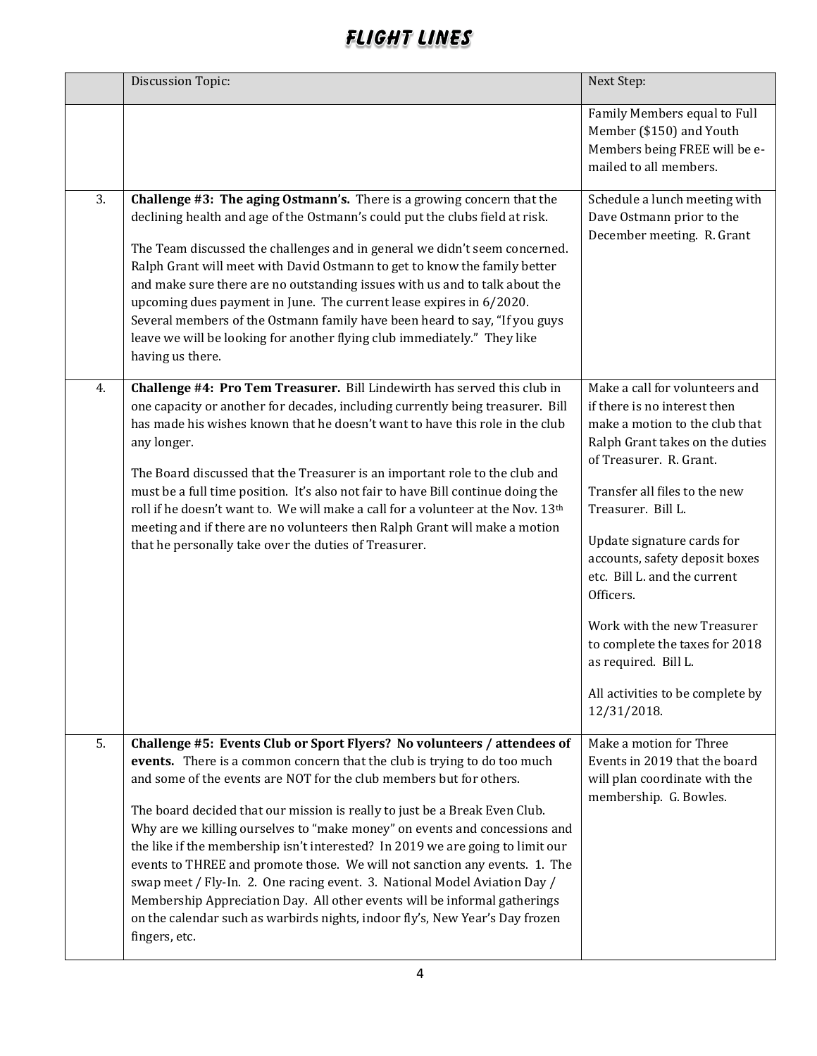| | Discussion Topic: | Next Step: |
|---|---|---|
| | | Family Members equal to Full Member ($150) and Youth Members being FREE will be e-mailed to all members. |
| 3. | **Challenge #3: The aging Ostmann's.** There is a growing concern that the declining health and age of the Ostmann's could put the clubs field at risk.<br><br>The Team discussed the challenges and in general we didn't seem concerned. Ralph Grant will meet with David Ostmann to get to know the family better and make sure there are no outstanding issues with us and to talk about the upcoming dues payment in June. The current lease expires in 6/2020. Several members of the Ostmann family have been heard to say, "If you guys leave we will be looking for another flying club immediately." They like having us there. | Schedule a lunch meeting with Dave Ostmann prior to the December meeting. R. Grant |
| 4. | **Challenge #4: Pro Tem Treasurer.** Bill Lindewirth has served this club in one capacity or another for decades, including currently being treasurer. Bill has made his wishes known that he doesn't want to have this role in the club any longer.<br><br>The Board discussed that the Treasurer is an important role to the club and must be a full time position. It's also not fair to have Bill continue doing the roll if he doesn't want to. We will make a call for a volunteer at the Nov. 13th meeting and if there are no volunteers then Ralph Grant will make a motion that he personally take over the duties of Treasurer. | Make a call for volunteers and if there is no interest then make a motion to the club that Ralph Grant takes on the duties of Treasurer. R. Grant.<br><br>Transfer all files to the new Treasurer. Bill L.<br><br>Update signature cards for accounts, safety deposit boxes etc. Bill L. and the current Officers.<br><br>Work with the new Treasurer to complete the taxes for 2018 as required. Bill L.<br><br>All activities to be complete by 12/31/2018. |
| 5. | **Challenge #5: Events Club or Sport Flyers? No volunteers / attendees of events.** There is a common concern that the club is trying to do too much and some of the events are NOT for the club members but for others.<br><br>The board decided that our mission is really to just be a Break Even Club. Why are we killing ourselves to "make money" on events and concessions and the like if the membership isn't interested? In 2019 we are going to limit our events to THREE and promote those. We will not sanction any events. 1. The swap meet / Fly-In. 2. One racing event. 3. National Model Aviation Day / Membership Appreciation Day. All other events will be informal gatherings on the calendar such as warbirds nights, indoor fly's, New Year's Day frozen fingers, etc. | Make a motion for Three Events in 2019 that the board will plan coordinate with the membership. G. Bowles. |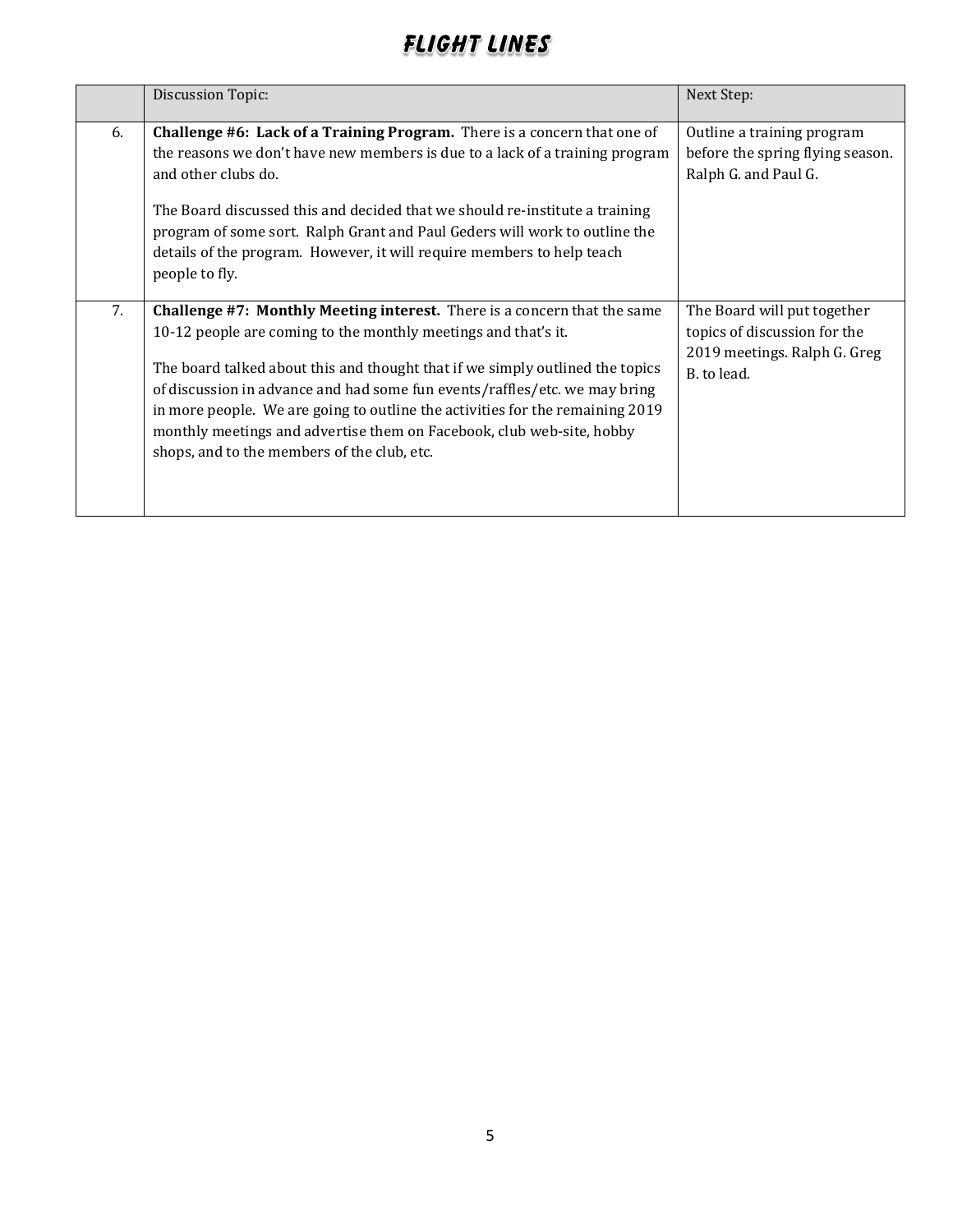| | Discussion Topic: | Next Step: |
|---|---|---|
| 6. | **Challenge #6: Lack of a Training Program.** There is a concern that one of the reasons we don't have new members is due to a lack of a training program and other clubs do.<br><br>The Board discussed this and decided that we should re-institute a training program of some sort. Ralph Grant and Paul Geders will work to outline the details of the program. However, it will require members to help teach people to fly. | Outline a training program before the spring flying season. Ralph G. and Paul G. |
| 7. | **Challenge #7: Monthly Meeting interest.** There is a concern that the same 10-12 people are coming to the monthly meetings and that's it.<br><br>The board talked about this and thought that if we simply outlined the topics of discussion in advance and had some fun events/raffles/etc. we may bring in more people. We are going to outline the activities for the remaining 2019 monthly meetings and advertise them on Facebook, club web-site, hobby shops, and to the members of the club, etc. | The Board will put together topics of discussion for the 2019 meetings. Ralph G. Greg B. to lead. |